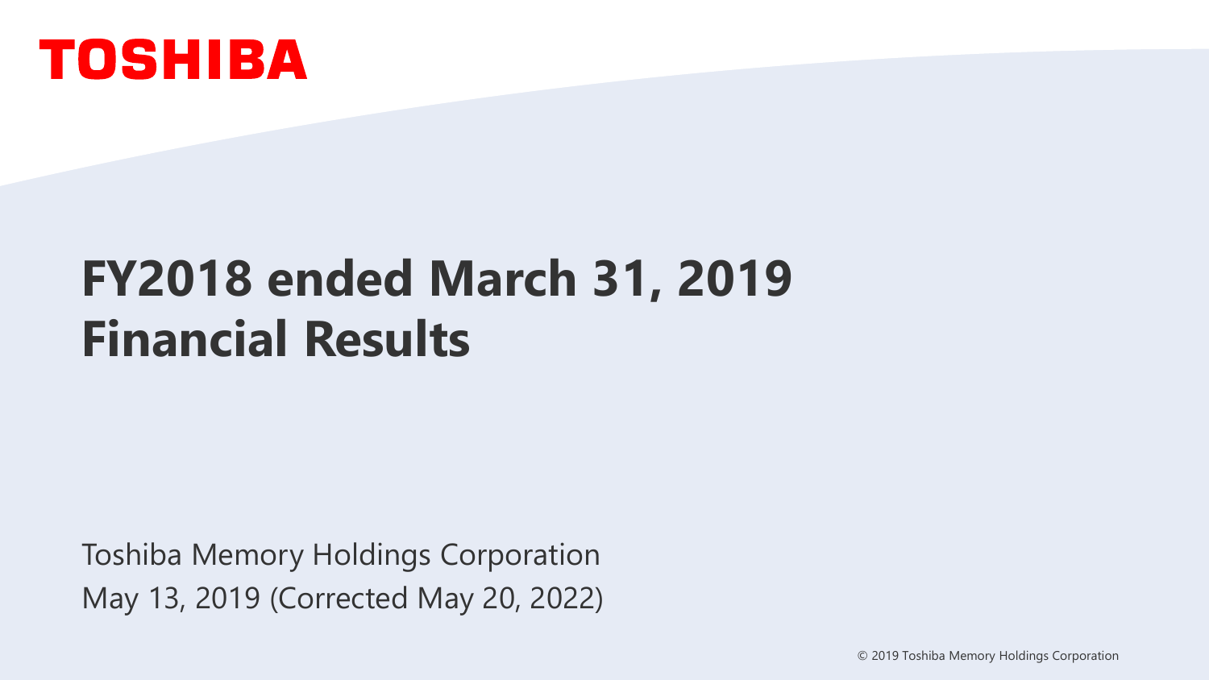TOSHIBA

# FY2018 ended March 31, 2019 Financial Results

Toshiba Memory Holdings Corporation

May 13, 2019 (Corrected May 20, 2022)

© 2019 Toshiba Memory Holdings Corporation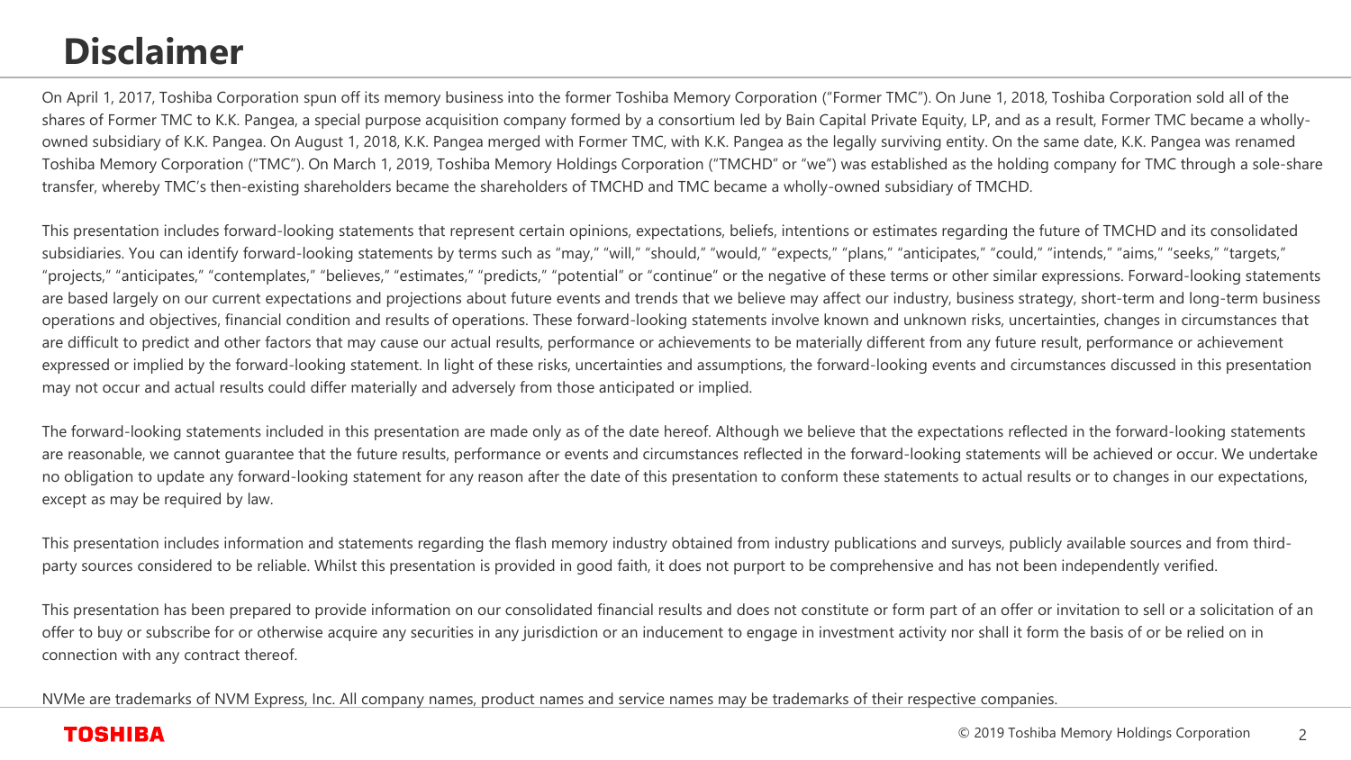# Disclaimer

On April 1, 2017, Toshiba Corporation spun off its memory business into the former Toshiba Memory Corporation ("Former TMC"). On June 1, 2018, Toshiba Corporation sold all of the shares of Former TMC to K.K. Pangea, a special purpose acquisition company formed by a consortium led by Bain Capital Private Equity, LP, and as a result, Former TMC became a wholly-owned subsidiary of K.K. Pangea. On August 1, 2018, K.K. Pangea merged with Former TMC, with K.K. Pangea as the legally surviving entity. On the same date, K.K. Pangea was renamed Toshiba Memory Corporation ("TMC"). On March 1, 2019, Toshiba Memory Holdings Corporation ("TMCHD" or "we") was established as the holding company for TMC through a sole-share transfer, whereby TMC's then-existing shareholders became the shareholders of TMCHD and TMC became a wholly-owned subsidiary of TMCHD.

This presentation includes forward-looking statements that represent certain opinions, expectations, beliefs, intentions or estimates regarding the future of TMCHD and its consolidated subsidiaries. You can identify forward-looking statements by terms such as "may," "will," "should," "would," "expects," "plans," "anticipates," "could," "intends," "aims," "seeks," "targets," "projects," "anticipates," "contemplates," "believes," "estimates," "predicts," "potential" or "continue" or the negative of these terms or other similar expressions. Forward-looking statements are based largely on our current expectations and projections about future events and trends that we believe may affect our industry, business strategy, short-term and long-term business operations and objectives, financial condition and results of operations. These forward-looking statements involve known and unknown risks, uncertainties, changes in circumstances that are difficult to predict and other factors that may cause our actual results, performance or achievements to be materially different from any future result, performance or achievement expressed or implied by the forward-looking statement. In light of these risks, uncertainties and assumptions, the forward-looking events and circumstances discussed in this presentation may not occur and actual results could differ materially and adversely from those anticipated or implied.

The forward-looking statements included in this presentation are made only as of the date hereof. Although we believe that the expectations reflected in the forward-looking statements are reasonable, we cannot guarantee that the future results, performance or events and circumstances reflected in the forward-looking statements will be achieved or occur. We undertake no obligation to update any forward-looking statement for any reason after the date of this presentation to conform these statements to actual results or to changes in our expectations, except as may be required by law.

This presentation includes information and statements regarding the flash memory industry obtained from industry publications and surveys, publicly available sources and from third-party sources considered to be reliable. Whilst this presentation is provided in good faith, it does not purport to be comprehensive and has not been independently verified.

This presentation has been prepared to provide information on our consolidated financial results and does not constitute or form part of an offer or invitation to sell or a solicitation of an offer to buy or subscribe for or otherwise acquire any securities in any jurisdiction or an inducement to engage in investment activity nor shall it form the basis of or be relied on in connection with any contract thereof.

NVMe are trademarks of NVM Express, Inc. All company names, product names and service names may be trademarks of their respective companies.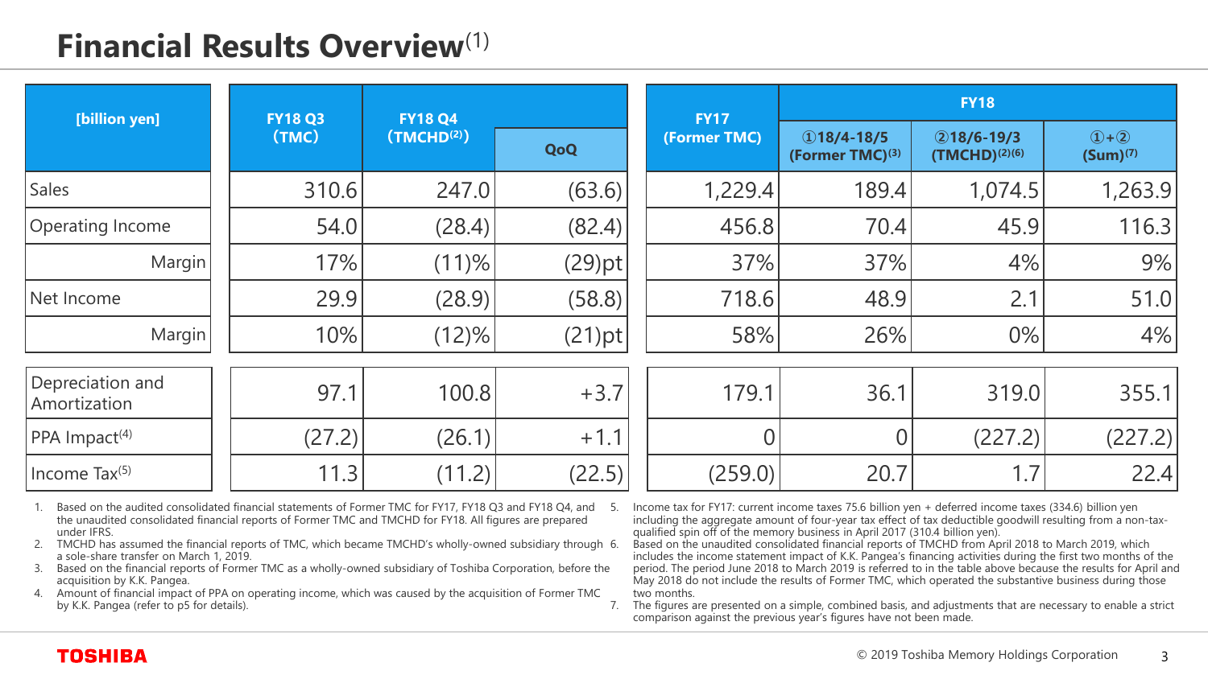# Financial Results Overview[1]

| [billion yen] | FY18 Q3 (TMC) | FY18 Q4 (TMCHD[2]) | | FY17 (Former TMC) | FY18 | | |
|---|---|---|---|---|---|---|---|
| | | | QoQ | | ①18/4-18/5 (Former TMC)[3] | ②18/6-19/3 (TMCHD)[2][6] | ①+② (Sum)[7] |
| Sales | 310.6 | 247.0 | (63.6) | 1,229.4 | 189.4 | 1,074.5 | 1,263.9 |
| Operating Income | 54.0 | (28.4) | (82.4) | 456.8 | 70.4 | 45.9 | 116.3 |
| Margin | 17% | (11)% | (29)pt | 37% | 37% | 4% | 9% |
| Net Income | 29.9 | (28.9) | (58.8) | 718.6 | 48.9 | 2.1 | 51.0 |
| Margin | 10% | (12)% | (21)pt | 58% | 26% | 0% | 4% |
| Depreciation and Amortization | 97.1 | 100.8 | +3.7 | 179.1 | 36.1 | 319.0 | 355.1 |
| PPA Impact[4] | (27.2) | (26.1) | +1.1 | 0 | 0 | (227.2) | (227.2) |
| Income Tax[5] | 11.3 | (11.2) | (22.5) | (259.0) | 20.7 | 1.7 | 22.4 |

1. Based on the audited consolidated financial statements of Former TMC for FY17, FY18 Q3 and FY18 Q4, and the unaudited consolidated financial reports of Former TMC and TMCHD for FY18. All figures are prepared under IFRS.
2. TMCHD has assumed the financial reports of TMC, which became TMCHD's wholly-owned subsidiary through a sole-share transfer on March 1, 2019.
3. Based on the financial reports of Former TMC as a wholly-owned subsidiary of Toshiba Corporation, before the acquisition by K.K. Pangea.
4. Amount of financial impact of PPA on operating income, which was caused by the acquisition of Former TMC by K.K. Pangea (refer to p5 for details).
5. Income tax for FY17: current income taxes 75.6 billion yen + deferred income taxes (334.6) billion yen including the aggregate amount of four-year tax effect of tax deductible goodwill resulting from a non-tax-qualified spin off of the memory business in April 2017 (310.4 billion yen).
6. Based on the unaudited consolidated financial reports of TMCHD from April 2018 to March 2019, which includes the income statement impact of K.K. Pangea's financing activities during the first two months of the period. The period June 2018 to March 2019 is referred to in the table above because the results for April and May 2018 do not include the results of Former TMC, which operated the substantive business during those two months.
7. The figures are presented on a simple, combined basis, and adjustments that are necessary to enable a strict comparison against the previous year's figures have not been made.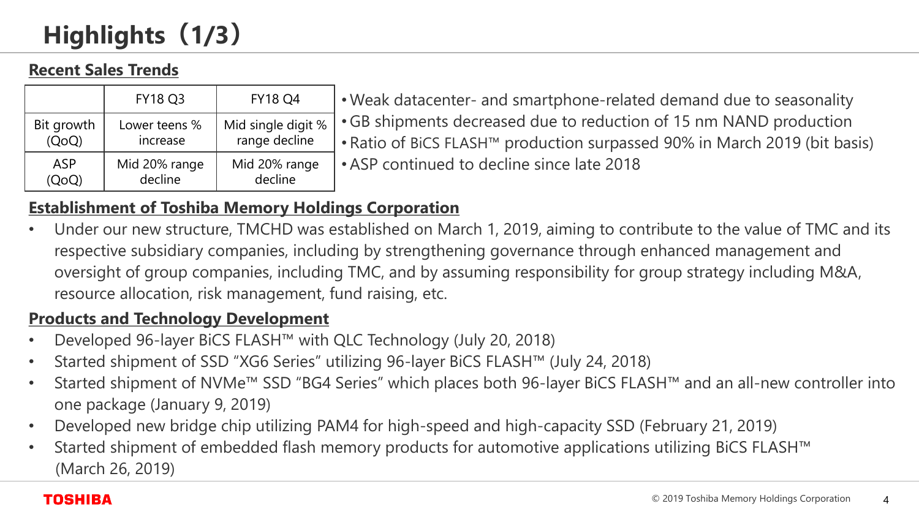# Highlights（1/3）

## Recent Sales Trends

| | FY18 Q3 | FY18 Q4 |
|---|---|---|
| Bit growth (QoQ) | Lower teens % increase | Mid single digit % range decline |
| ASP (QoQ) | Mid 20% range decline | Mid 20% range decline |

- Weak datacenter- and smartphone-related demand due to seasonality
- GB shipments decreased due to reduction of 15 nm NAND production
- Ratio of BiCS FLASH™ production surpassed 90% in March 2019 (bit basis)
- ASP continued to decline since late 2018

## Establishment of Toshiba Memory Holdings Corporation

- Under our new structure, TMCHD was established on March 1, 2019, aiming to contribute to the value of TMC and its respective subsidiary companies, including by strengthening governance through enhanced management and oversight of group companies, including TMC, and by assuming responsibility for group strategy including M&A, resource allocation, risk management, fund raising, etc.

## Products and Technology Development

- Developed 96-layer BiCS FLASH™ with QLC Technology (July 20, 2018)
- Started shipment of SSD “XG6 Series” utilizing 96-layer BiCS FLASH™ (July 24, 2018)
- Started shipment of NVMe™ SSD “BG4 Series” which places both 96-layer BiCS FLASH™ and an all-new controller into one package (January 9, 2019)
- Developed new bridge chip utilizing PAM4 for high-speed and high-capacity SSD (February 21, 2019)
- Started shipment of embedded flash memory products for automotive applications utilizing BiCS FLASH™ (March 26, 2019)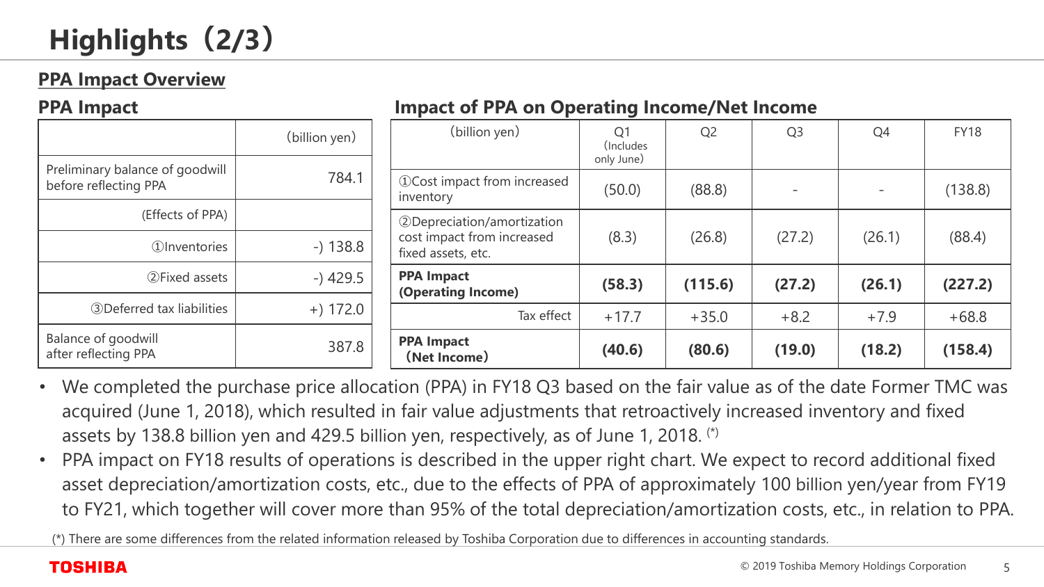# Highlights（2/3）

## PPA Impact Overview

### PPA Impact

| | (billion yen) |
|---|---|
| Preliminary balance of goodwill before reflecting PPA | 784.1 |
| (Effects of PPA) | |
| ①Inventories | -) 138.8 |
| ②Fixed assets | -) 429.5 |
| ③Deferred tax liabilities | +) 172.0 |
| Balance of goodwill after reflecting PPA | 387.8 |

### Impact of PPA on Operating Income/Net Income

| (billion yen) | Q1 (Includes only June) | Q2 | Q3 | Q4 | FY18 |
|---|---|---|---|---|---|
| ①Cost impact from increased inventory | (50.0) | (88.8) | - | - | (138.8) |
| ②Depreciation/amortization cost impact from increased fixed assets, etc. | (8.3) | (26.8) | (27.2) | (26.1) | (88.4) |
| **PPA Impact (Operating Income)** | **(58.3)** | **(115.6)** | **(27.2)** | **(26.1)** | **(227.2)** |
| Tax effect | +17.7 | +35.0 | +8.2 | +7.9 | +68.8 |
| **PPA Impact (Net Income)** | **(40.6)** | **(80.6)** | **(19.0)** | **(18.2)** | **(158.4)** |

- We completed the purchase price allocation (PPA) in FY18 Q3 based on the fair value as of the date Former TMC was acquired (June 1, 2018), which resulted in fair value adjustments that retroactively increased inventory and fixed assets by 138.8 billion yen and 429.5 billion yen, respectively, as of June 1, 2018. (*)
- PPA impact on FY18 results of operations is described in the upper right chart. We expect to record additional fixed asset depreciation/amortization costs, etc., due to the effects of PPA of approximately 100 billion yen/year from FY19 to FY21, which together will cover more than 95% of the total depreciation/amortization costs, etc., in relation to PPA.

(*) There are some differences from the related information released by Toshiba Corporation due to differences in accounting standards.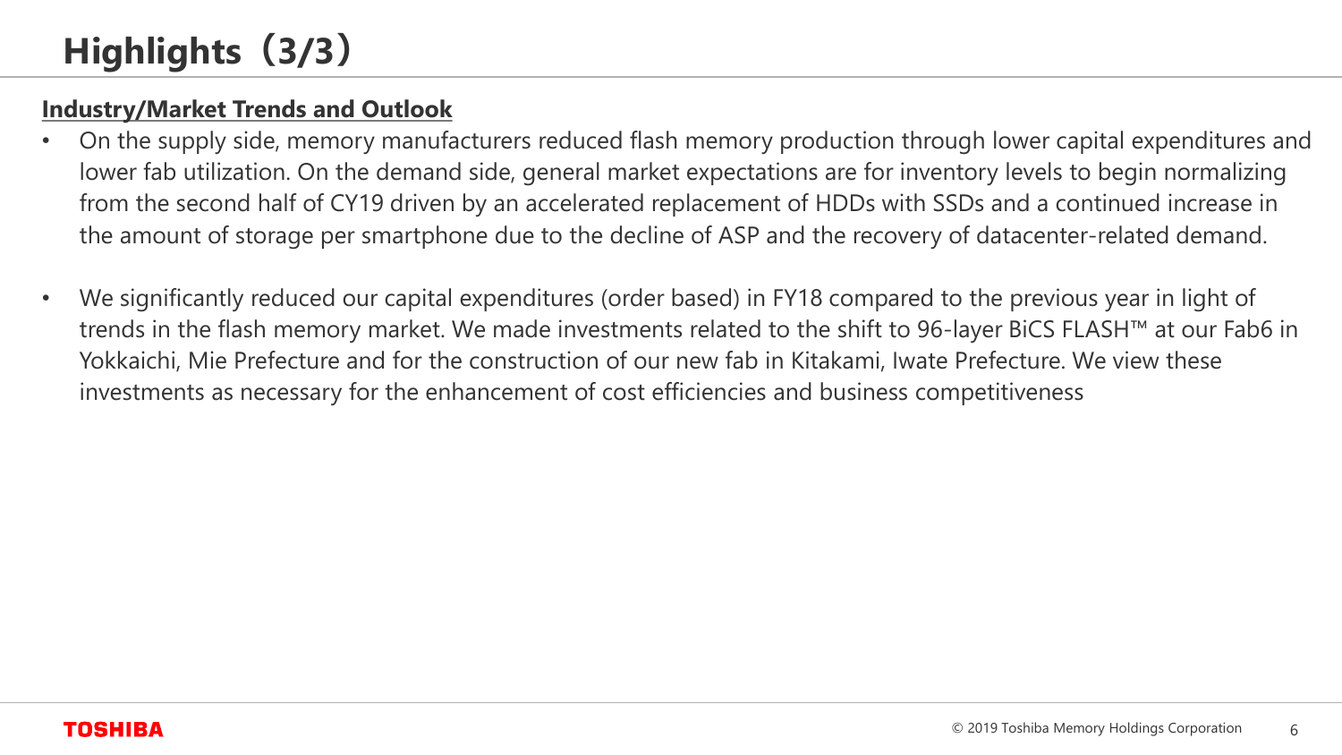# Highlights（3/3）

**Industry/Market Trends and Outlook**

- On the supply side, memory manufacturers reduced flash memory production through lower capital expenditures and lower fab utilization. On the demand side, general market expectations are for inventory levels to begin normalizing from the second half of CY19 driven by an accelerated replacement of HDDs with SSDs and a continued increase in the amount of storage per smartphone due to the decline of ASP and the recovery of datacenter-related demand.
- We significantly reduced our capital expenditures (order based) in FY18 compared to the previous year in light of trends in the flash memory market. We made investments related to the shift to 96-layer BiCS FLASH™ at our Fab6 in Yokkaichi, Mie Prefecture and for the construction of our new fab in Kitakami, Iwate Prefecture. We view these investments as necessary for the enhancement of cost efficiencies and business competitiveness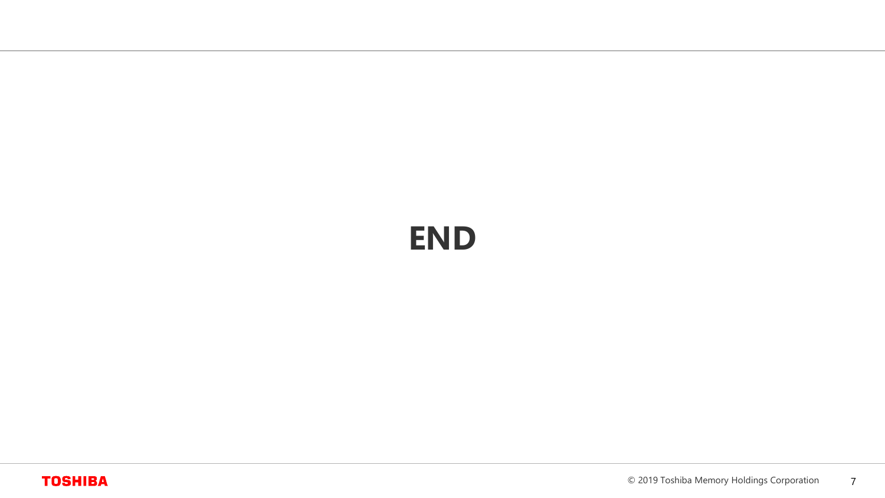# END